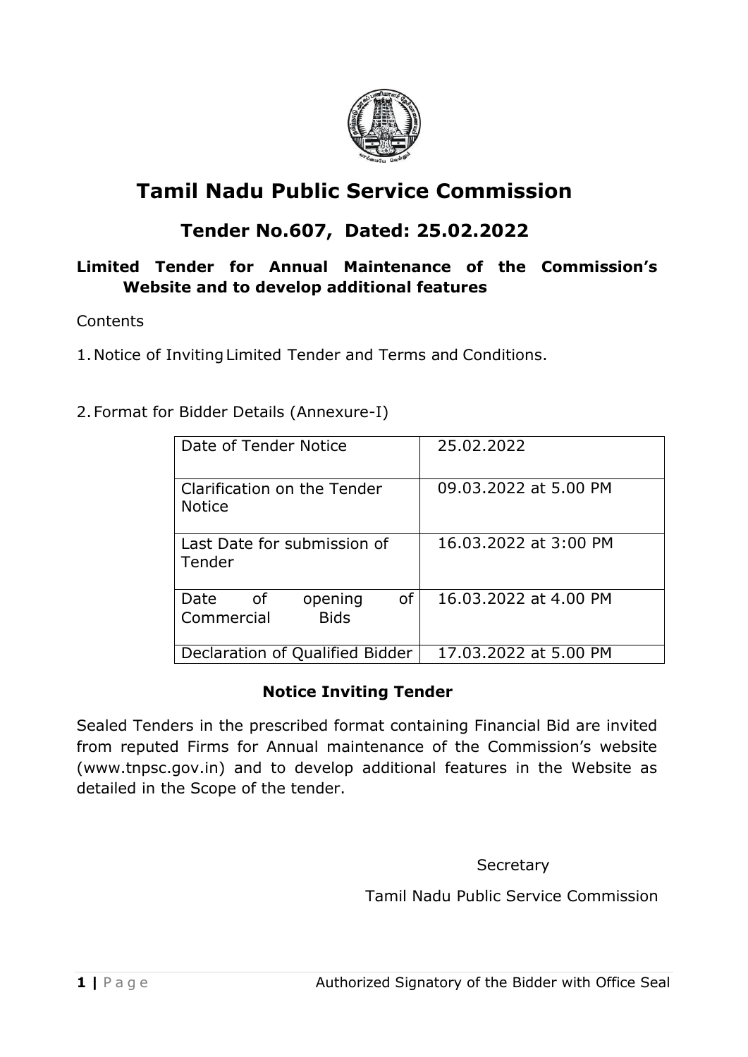# Tamil Nadu Public Service Commission

## Tender No.607, Dated: 25.02.2022

### Limited Tender for Annual Maintenance of the Commission's Website and to develop additional features

Contents

1. Notice of Inviting Limited Tender and Terms and Conditions.

2. Format for Bidder Details (Annexure-I)

| | |
|---|---|
| Date of Tender Notice | 25.02.2022 |
| Clarification on the Tender Notice | 09.03.2022 at 5.00 PM |
| Last Date for submission of Tender | 16.03.2022 at 3:00 PM |
| Date of opening of Commercial Bids | 16.03.2022 at 4.00 PM |
| Declaration of Qualified Bidder | 17.03.2022 at 5.00 PM |

**Notice Inviting Tender**

Sealed Tenders in the prescribed format containing Financial Bid are invited from reputed Firms for Annual maintenance of the Commission's website (www.tnpsc.gov.in) and to develop additional features in the Website as detailed in the Scope of the tender.

Secretary

Tamil Nadu Public Service Commission

Authorized Signatory of the Bidder with Office Seal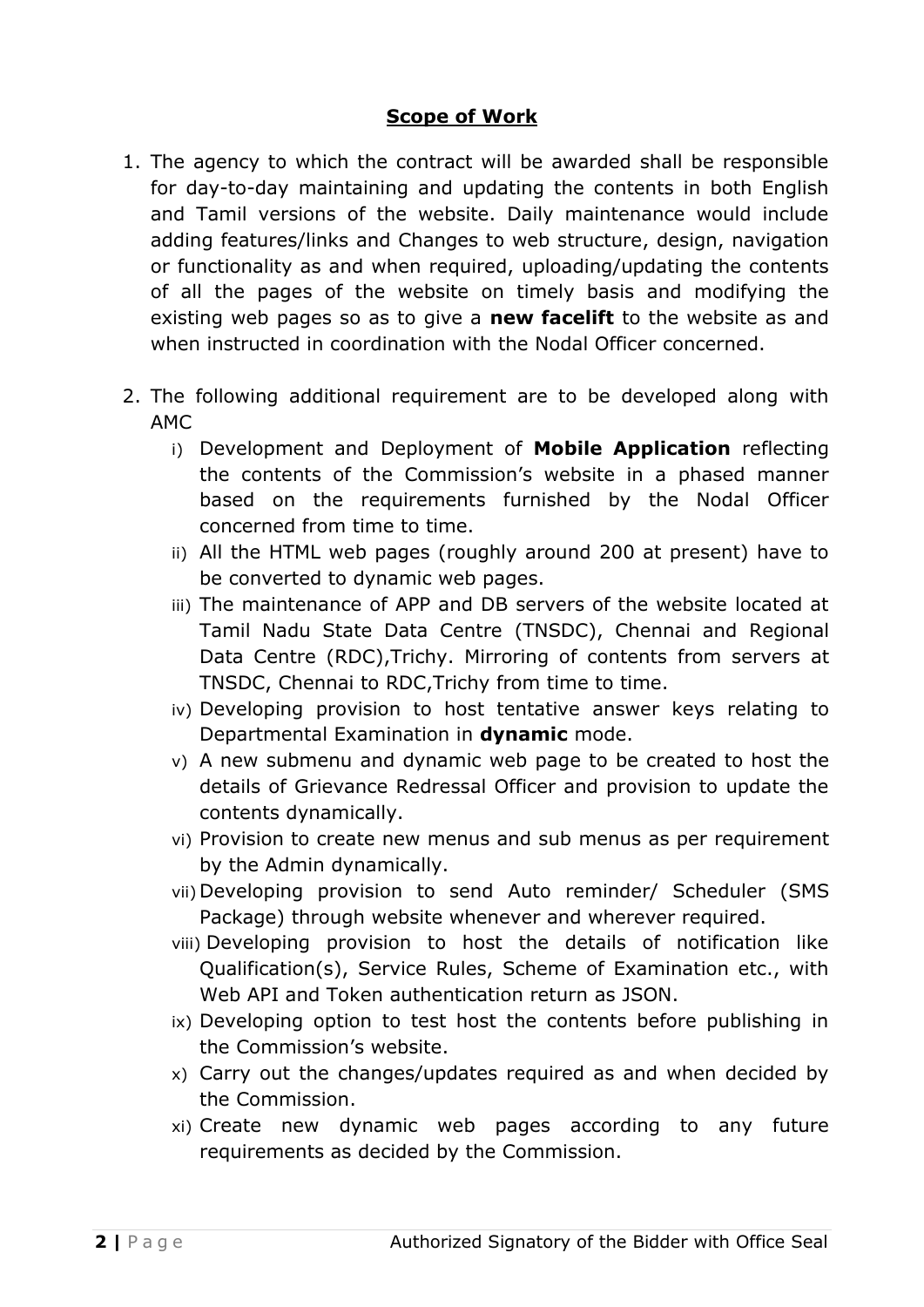## **Scope of Work**

1. The agency to which the contract will be awarded shall be responsible for day-to-day maintaining and updating the contents in both English and Tamil versions of the website. Daily maintenance would include adding features/links and Changes to web structure, design, navigation or functionality as and when required, uploading/updating the contents of all the pages of the website on timely basis and modifying the existing web pages so as to give a **new facelift** to the website as and when instructed in coordination with the Nodal Officer concerned.

2. The following additional requirement are to be developed along with AMC

   i) Development and Deployment of **Mobile Application** reflecting the contents of the Commission's website in a phased manner based on the requirements furnished by the Nodal Officer concerned from time to time.

   ii) All the HTML web pages (roughly around 200 at present) have to be converted to dynamic web pages.

   iii) The maintenance of APP and DB servers of the website located at Tamil Nadu State Data Centre (TNSDC), Chennai and Regional Data Centre (RDC),Trichy. Mirroring of contents from servers at TNSDC, Chennai to RDC,Trichy from time to time.

   iv) Developing provision to host tentative answer keys relating to Departmental Examination in **dynamic** mode.

   v) A new submenu and dynamic web page to be created to host the details of Grievance Redressal Officer and provision to update the contents dynamically.

   vi) Provision to create new menus and sub menus as per requirement by the Admin dynamically.

   vii) Developing provision to send Auto reminder/ Scheduler (SMS Package) through website whenever and wherever required.

   viii) Developing provision to host the details of notification like Qualification(s), Service Rules, Scheme of Examination etc., with Web API and Token authentication return as JSON.

   ix) Developing option to test host the contents before publishing in the Commission's website.

   x) Carry out the changes/updates required as and when decided by the Commission.

   xi) Create new dynamic web pages according to any future requirements as decided by the Commission.

Authorized Signatory of the Bidder with Office Seal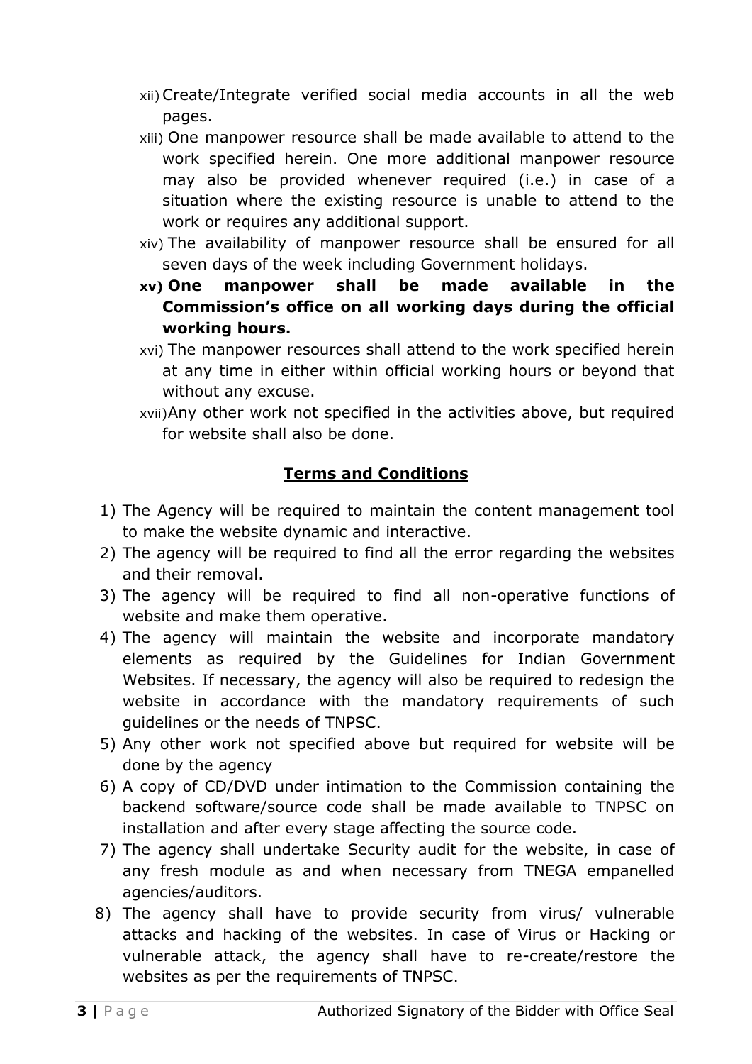xii) Create/Integrate verified social media accounts in all the web pages.

xiii) One manpower resource shall be made available to attend to the work specified herein. One more additional manpower resource may also be provided whenever required (i.e.) in case of a situation where the existing resource is unable to attend to the work or requires any additional support.

xiv) The availability of manpower resource shall be ensured for all seven days of the week including Government holidays.

**xv) One manpower shall be made available in the Commission's office on all working days during the official working hours.**

xvi) The manpower resources shall attend to the work specified herein at any time in either within official working hours or beyond that without any excuse.

xvii) Any other work not specified in the activities above, but required for website shall also be done.

## Terms and Conditions

1) The Agency will be required to maintain the content management tool to make the website dynamic and interactive.
2) The agency will be required to find all the error regarding the websites and their removal.
3) The agency will be required to find all non-operative functions of website and make them operative.
4) The agency will maintain the website and incorporate mandatory elements as required by the Guidelines for Indian Government Websites. If necessary, the agency will also be required to redesign the website in accordance with the mandatory requirements of such guidelines or the needs of TNPSC.
5) Any other work not specified above but required for website will be done by the agency
6) A copy of CD/DVD under intimation to the Commission containing the backend software/source code shall be made available to TNPSC on installation and after every stage affecting the source code.
7) The agency shall undertake Security audit for the website, in case of any fresh module as and when necessary from TNEGA empanelled agencies/auditors.
8) The agency shall have to provide security from virus/ vulnerable attacks and hacking of the websites. In case of Virus or Hacking or vulnerable attack, the agency shall have to re-create/restore the websites as per the requirements of TNPSC.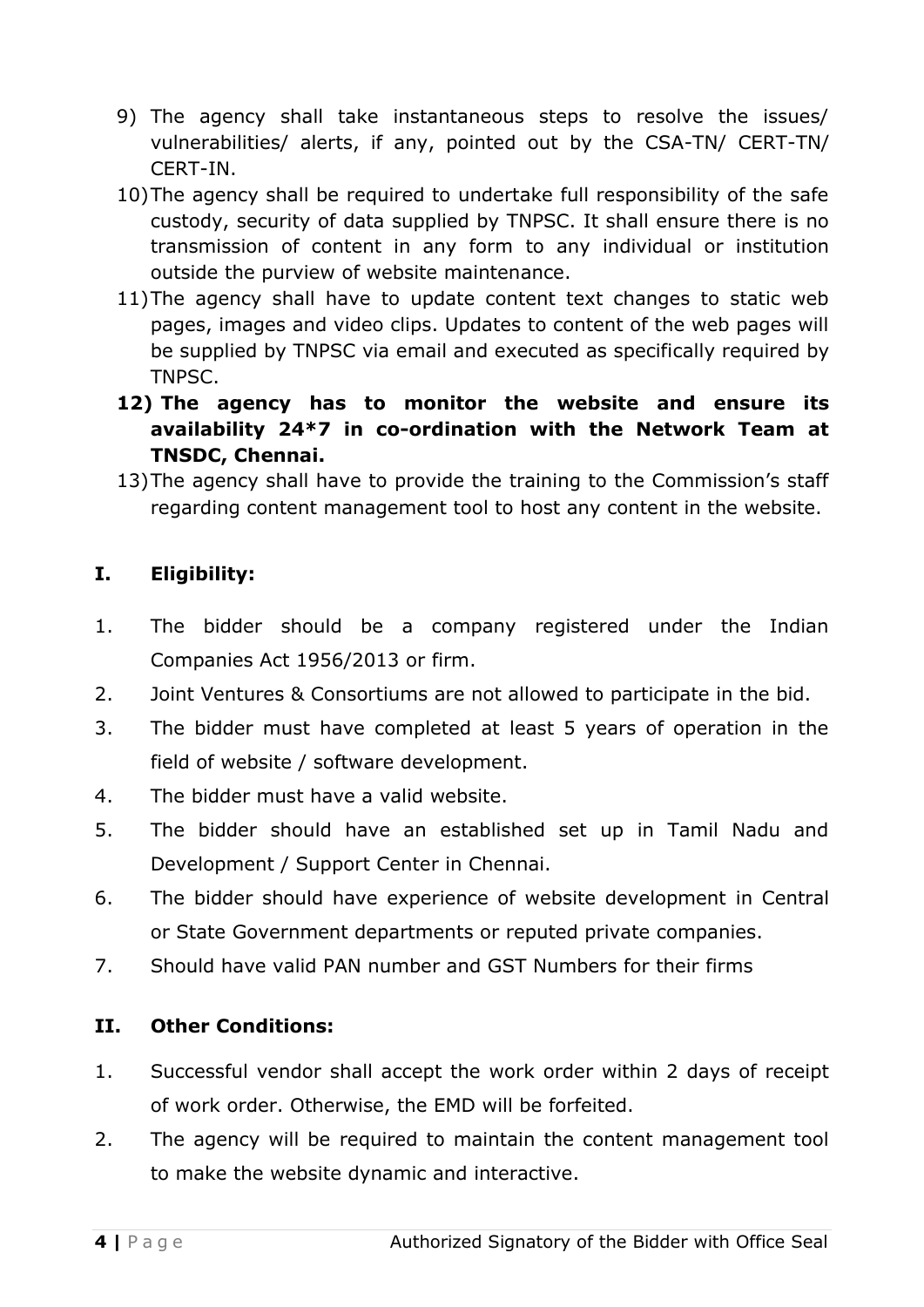9) The agency shall take instantaneous steps to resolve the issues/ vulnerabilities/ alerts, if any, pointed out by the CSA-TN/ CERT-TN/ CERT-IN.
10) The agency shall be required to undertake full responsibility of the safe custody, security of data supplied by TNPSC. It shall ensure there is no transmission of content in any form to any individual or institution outside the purview of website maintenance.
11) The agency shall have to update content text changes to static web pages, images and video clips. Updates to content of the web pages will be supplied by TNPSC via email and executed as specifically required by TNPSC.
12) **The agency has to monitor the website and ensure its availability 24*7 in co-ordination with the Network Team at TNSDC, Chennai.**
13) The agency shall have to provide the training to the Commission's staff regarding content management tool to host any content in the website.

## I. Eligibility:

1. The bidder should be a company registered under the Indian Companies Act 1956/2013 or firm.
2. Joint Ventures & Consortiums are not allowed to participate in the bid.
3. The bidder must have completed at least 5 years of operation in the field of website / software development.
4. The bidder must have a valid website.
5. The bidder should have an established set up in Tamil Nadu and Development / Support Center in Chennai.
6. The bidder should have experience of website development in Central or State Government departments or reputed private companies.
7. Should have valid PAN number and GST Numbers for their firms

## II. Other Conditions:

1. Successful vendor shall accept the work order within 2 days of receipt of work order. Otherwise, the EMD will be forfeited.
2. The agency will be required to maintain the content management tool to make the website dynamic and interactive.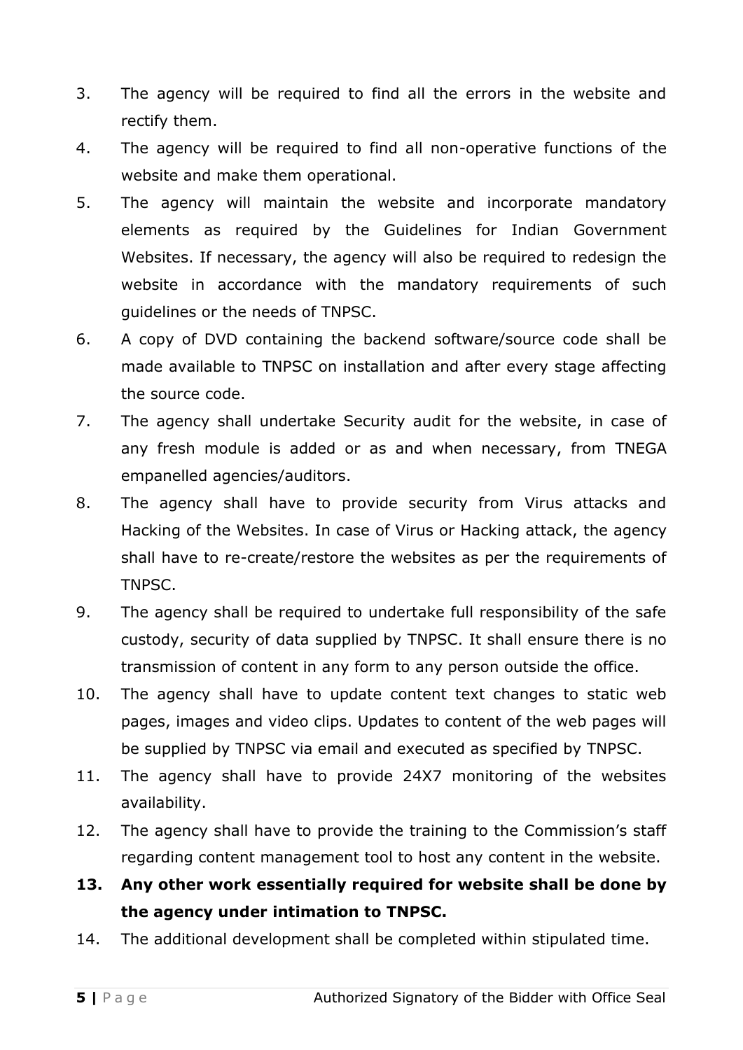3. The agency will be required to find all the errors in the website and rectify them.
4. The agency will be required to find all non-operative functions of the website and make them operational.
5. The agency will maintain the website and incorporate mandatory elements as required by the Guidelines for Indian Government Websites. If necessary, the agency will also be required to redesign the website in accordance with the mandatory requirements of such guidelines or the needs of TNPSC.
6. A copy of DVD containing the backend software/source code shall be made available to TNPSC on installation and after every stage affecting the source code.
7. The agency shall undertake Security audit for the website, in case of any fresh module is added or as and when necessary, from TNEGA empanelled agencies/auditors.
8. The agency shall have to provide security from Virus attacks and Hacking of the Websites. In case of Virus or Hacking attack, the agency shall have to re-create/restore the websites as per the requirements of TNPSC.
9. The agency shall be required to undertake full responsibility of the safe custody, security of data supplied by TNPSC. It shall ensure there is no transmission of content in any form to any person outside the office.
10. The agency shall have to update content text changes to static web pages, images and video clips. Updates to content of the web pages will be supplied by TNPSC via email and executed as specified by TNPSC.
11. The agency shall have to provide 24X7 monitoring of the websites availability.
12. The agency shall have to provide the training to the Commission's staff regarding content management tool to host any content in the website.
13. **Any other work essentially required for website shall be done by the agency under intimation to TNPSC.**
14. The additional development shall be completed within stipulated time.

Authorized Signatory of the Bidder with Office Seal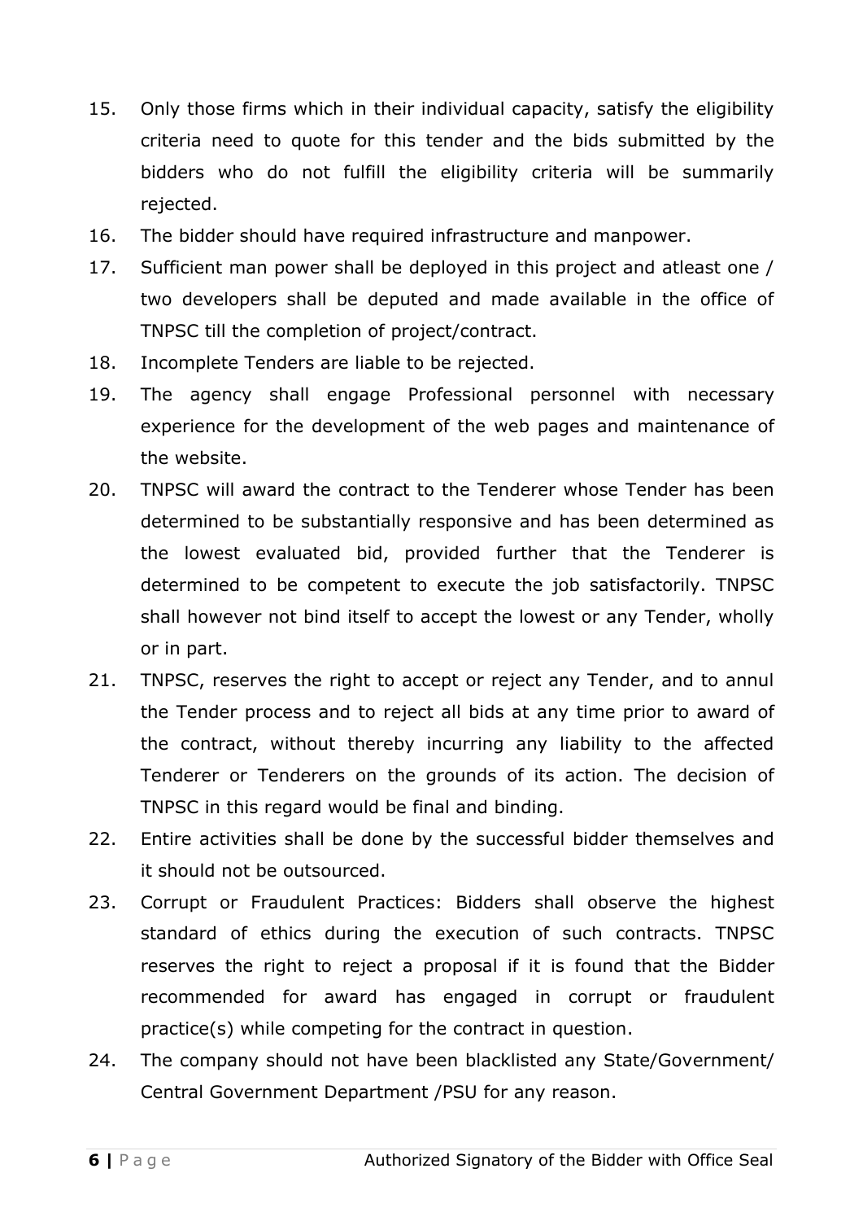15. Only those firms which in their individual capacity, satisfy the eligibility criteria need to quote for this tender and the bids submitted by the bidders who do not fulfill the eligibility criteria will be summarily rejected.
16. The bidder should have required infrastructure and manpower.
17. Sufficient man power shall be deployed in this project and atleast one / two developers shall be deputed and made available in the office of TNPSC till the completion of project/contract.
18. Incomplete Tenders are liable to be rejected.
19. The agency shall engage Professional personnel with necessary experience for the development of the web pages and maintenance of the website.
20. TNPSC will award the contract to the Tenderer whose Tender has been determined to be substantially responsive and has been determined as the lowest evaluated bid, provided further that the Tenderer is determined to be competent to execute the job satisfactorily. TNPSC shall however not bind itself to accept the lowest or any Tender, wholly or in part.
21. TNPSC, reserves the right to accept or reject any Tender, and to annul the Tender process and to reject all bids at any time prior to award of the contract, without thereby incurring any liability to the affected Tenderer or Tenderers on the grounds of its action. The decision of TNPSC in this regard would be final and binding.
22. Entire activities shall be done by the successful bidder themselves and it should not be outsourced.
23. Corrupt or Fraudulent Practices: Bidders shall observe the highest standard of ethics during the execution of such contracts. TNPSC reserves the right to reject a proposal if it is found that the Bidder recommended for award has engaged in corrupt or fraudulent practice(s) while competing for the contract in question.
24. The company should not have been blacklisted any State/Government/ Central Government Department /PSU for any reason.

Authorized Signatory of the Bidder with Office Seal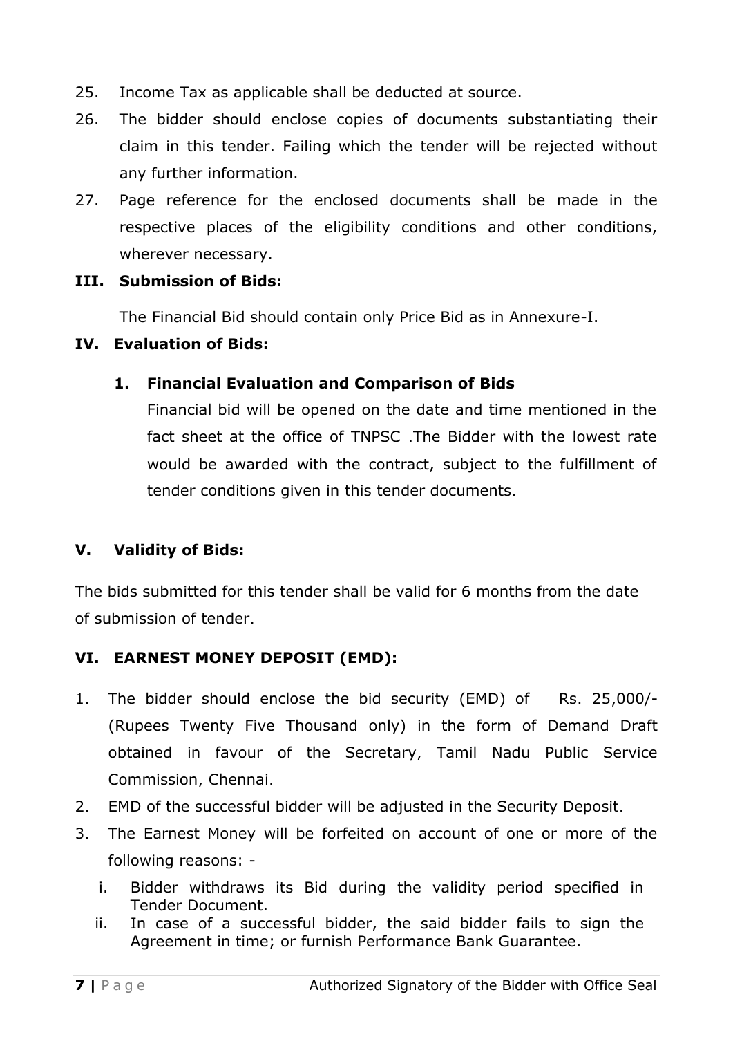25. Income Tax as applicable shall be deducted at source.
26. The bidder should enclose copies of documents substantiating their claim in this tender. Failing which the tender will be rejected without any further information.
27. Page reference for the enclosed documents shall be made in the respective places of the eligibility conditions and other conditions, wherever necessary.

**III. Submission of Bids:**

The Financial Bid should contain only Price Bid as in Annexure-I.

**IV. Evaluation of Bids:**

**1. Financial Evaluation and Comparison of Bids**

Financial bid will be opened on the date and time mentioned in the fact sheet at the office of TNPSC .The Bidder with the lowest rate would be awarded with the contract, subject to the fulfillment of tender conditions given in this tender documents.

**V. Validity of Bids:**

The bids submitted for this tender shall be valid for 6 months from the date of submission of tender.

**VI. EARNEST MONEY DEPOSIT (EMD):**

1. The bidder should enclose the bid security (EMD) of Rs. 25,000/- (Rupees Twenty Five Thousand only) in the form of Demand Draft obtained in favour of the Secretary, Tamil Nadu Public Service Commission, Chennai.
2. EMD of the successful bidder will be adjusted in the Security Deposit.
3. The Earnest Money will be forfeited on account of one or more of the following reasons: -
   i. Bidder withdraws its Bid during the validity period specified in Tender Document.
   ii. In case of a successful bidder, the said bidder fails to sign the Agreement in time; or furnish Performance Bank Guarantee.

Authorized Signatory of the Bidder with Office Seal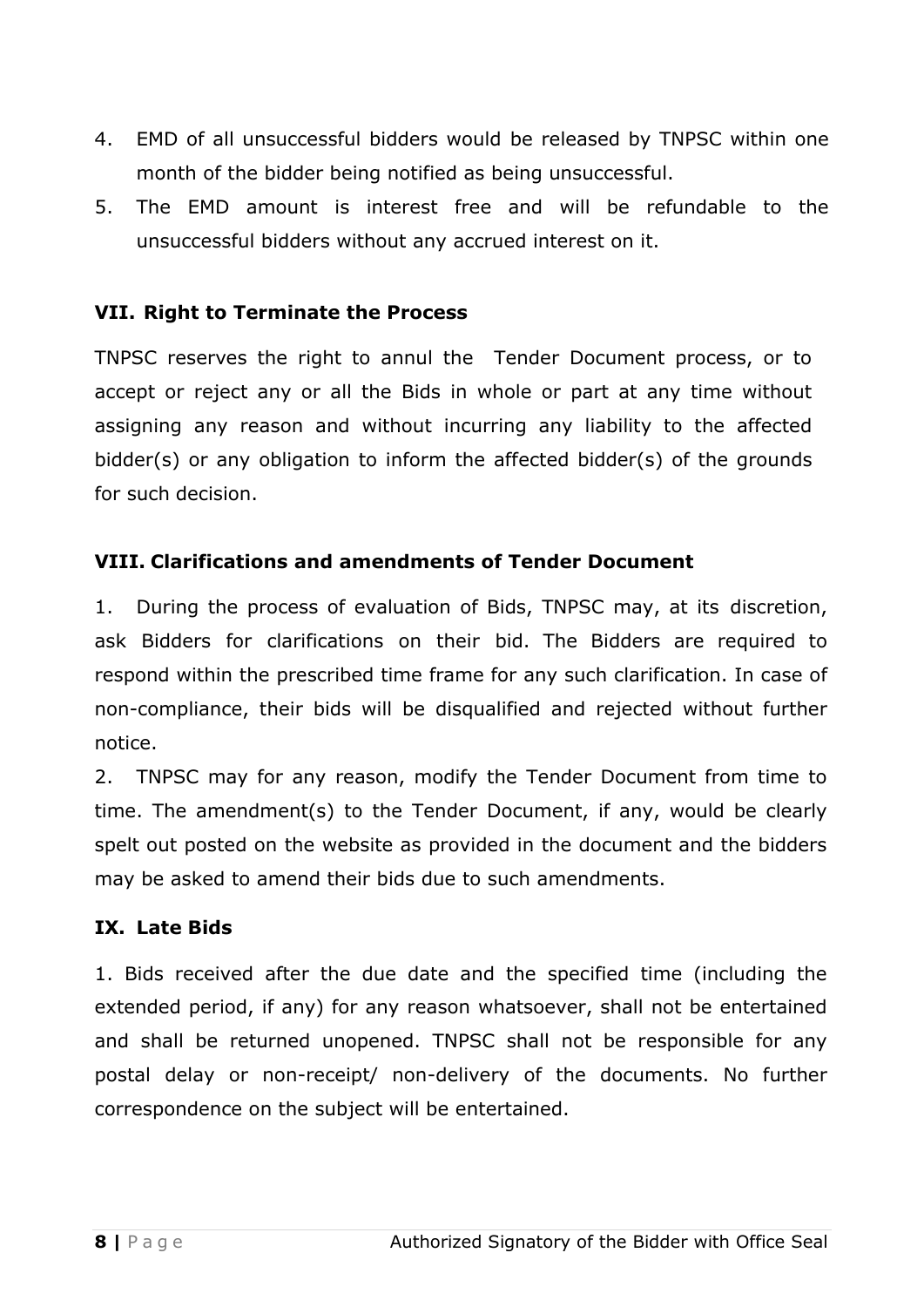4. EMD of all unsuccessful bidders would be released by TNPSC within one month of the bidder being notified as being unsuccessful.
5. The EMD amount is interest free and will be refundable to the unsuccessful bidders without any accrued interest on it.

## VII. Right to Terminate the Process

TNPSC reserves the right to annul the Tender Document process, or to accept or reject any or all the Bids in whole or part at any time without assigning any reason and without incurring any liability to the affected bidder(s) or any obligation to inform the affected bidder(s) of the grounds for such decision.

## VIII. Clarifications and amendments of Tender Document

1. During the process of evaluation of Bids, TNPSC may, at its discretion, ask Bidders for clarifications on their bid. The Bidders are required to respond within the prescribed time frame for any such clarification. In case of non-compliance, their bids will be disqualified and rejected without further notice.

2. TNPSC may for any reason, modify the Tender Document from time to time. The amendment(s) to the Tender Document, if any, would be clearly spelt out posted on the website as provided in the document and the bidders may be asked to amend their bids due to such amendments.

## IX. Late Bids

1. Bids received after the due date and the specified time (including the extended period, if any) for any reason whatsoever, shall not be entertained and shall be returned unopened. TNPSC shall not be responsible for any postal delay or non-receipt/ non-delivery of the documents. No further correspondence on the subject will be entertained.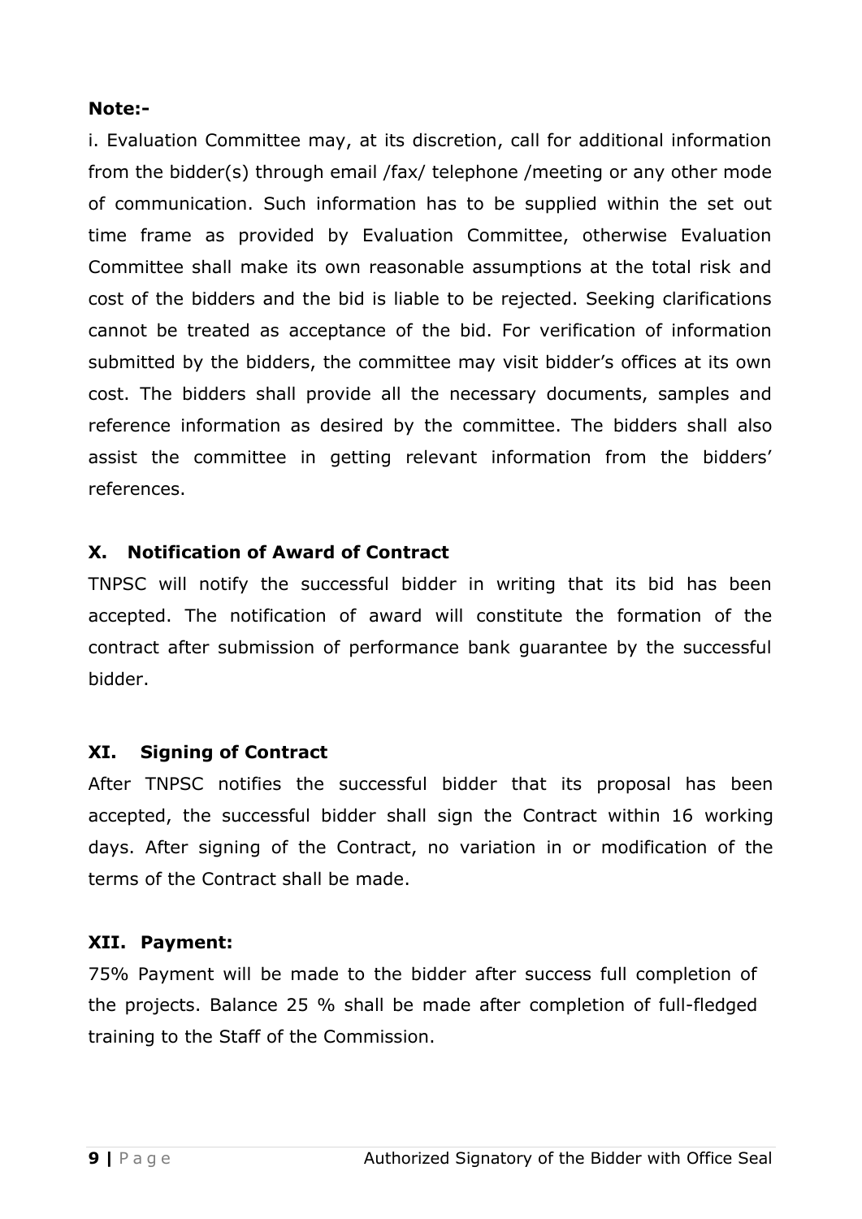**Note:-**

i. Evaluation Committee may, at its discretion, call for additional information from the bidder(s) through email /fax/ telephone /meeting or any other mode of communication. Such information has to be supplied within the set out time frame as provided by Evaluation Committee, otherwise Evaluation Committee shall make its own reasonable assumptions at the total risk and cost of the bidders and the bid is liable to be rejected. Seeking clarifications cannot be treated as acceptance of the bid. For verification of information submitted by the bidders, the committee may visit bidder's offices at its own cost. The bidders shall provide all the necessary documents, samples and reference information as desired by the committee. The bidders shall also assist the committee in getting relevant information from the bidders' references.

### X. Notification of Award of Contract

TNPSC will notify the successful bidder in writing that its bid has been accepted. The notification of award will constitute the formation of the contract after submission of performance bank guarantee by the successful bidder.

### XI. Signing of Contract

After TNPSC notifies the successful bidder that its proposal has been accepted, the successful bidder shall sign the Contract within 16 working days. After signing of the Contract, no variation in or modification of the terms of the Contract shall be made.

### XII. Payment:

75% Payment will be made to the bidder after success full completion of the projects. Balance 25 % shall be made after completion of full-fledged training to the Staff of the Commission.

Authorized Signatory of the Bidder with Office Seal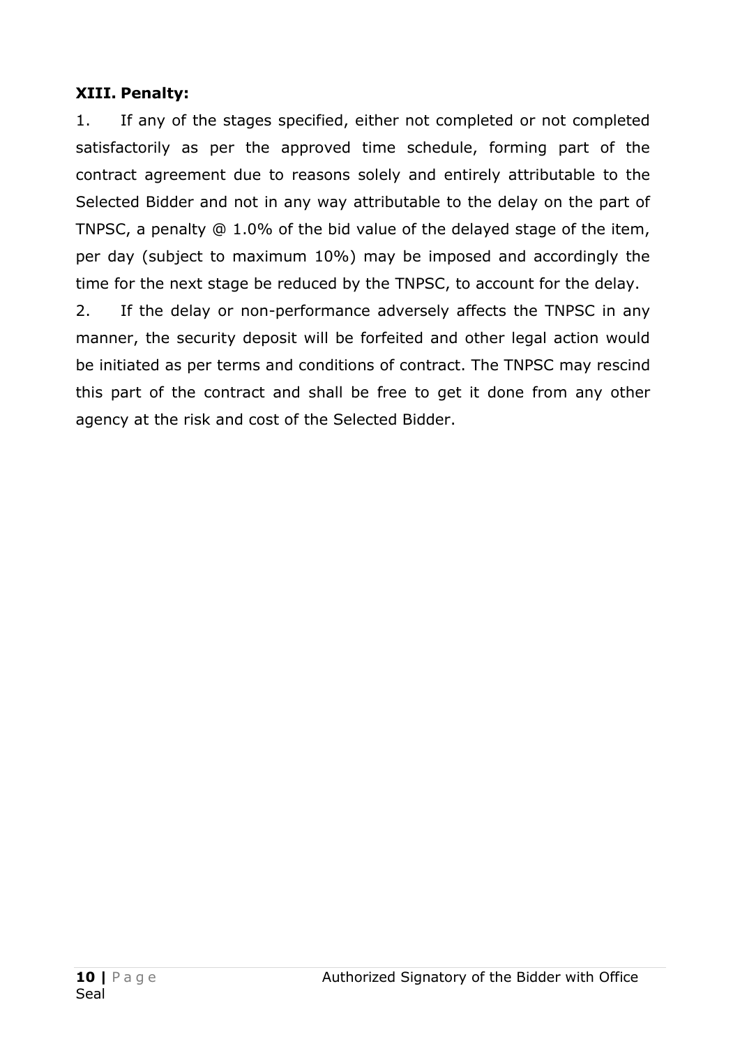**XIII. Penalty:**

1. If any of the stages specified, either not completed or not completed satisfactorily as per the approved time schedule, forming part of the contract agreement due to reasons solely and entirely attributable to the Selected Bidder and not in any way attributable to the delay on the part of TNPSC, a penalty @ 1.0% of the bid value of the delayed stage of the item, per day (subject to maximum 10%) may be imposed and accordingly the time for the next stage be reduced by the TNPSC, to account for the delay.
2. If the delay or non-performance adversely affects the TNPSC in any manner, the security deposit will be forfeited and other legal action would be initiated as per terms and conditions of contract. The TNPSC may rescind this part of the contract and shall be free to get it done from any other agency at the risk and cost of the Selected Bidder.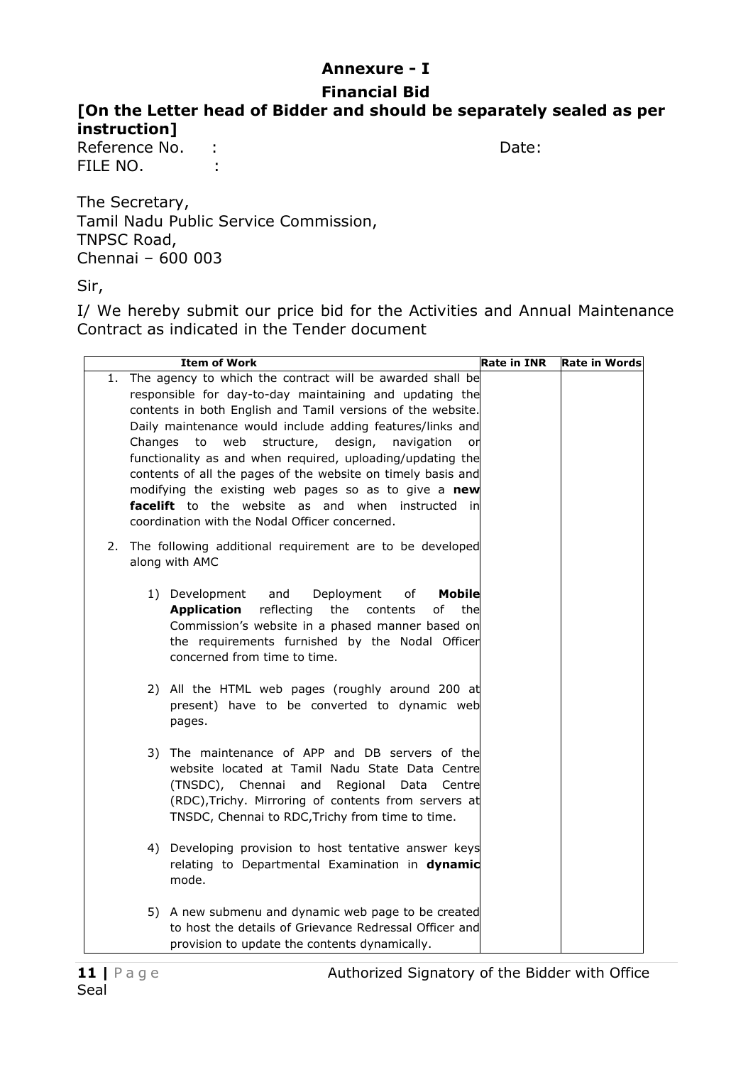# Annexure - I

## Financial Bid

**[On the Letter head of Bidder and should be separately sealed as per instruction]**

Reference No. : Date:

FILE NO. :

The Secretary,
Tamil Nadu Public Service Commission,
TNPSC Road,
Chennai – 600 003

Sir,

I/ We hereby submit our price bid for the Activities and Annual Maintenance Contract as indicated in the Tender document

| Item of Work | Rate in INR | Rate in Words |
|---|---|---|
| 1. The agency to which the contract will be awarded shall be responsible for day-to-day maintaining and updating the contents in both English and Tamil versions of the website. Daily maintenance would include adding features/links and Changes to web structure, design, navigation or functionality as and when required, uploading/updating the contents of all the pages of the website on timely basis and modifying the existing web pages so as to give a **new facelift** to the website as and when instructed in coordination with the Nodal Officer concerned. | | |
| 2. The following additional requirement are to be developed along with AMC<br><br>1) Development and Deployment of **Mobile Application** reflecting the contents of the Commission's website in a phased manner based on the requirements furnished by the Nodal Officer concerned from time to time.<br><br>2) All the HTML web pages (roughly around 200 at present) have to be converted to dynamic web pages.<br><br>3) The maintenance of APP and DB servers of the website located at Tamil Nadu State Data Centre (TNSDC), Chennai and Regional Data Centre (RDC),Trichy. Mirroring of contents from servers at TNSDC, Chennai to RDC,Trichy from time to time.<br><br>4) Developing provision to host tentative answer keys relating to Departmental Examination in **dynamic** mode.<br><br>5) A new submenu and dynamic web page to be created to host the details of Grievance Redressal Officer and provision to update the contents dynamically. | | |

Authorized Signatory of the Bidder with Office Seal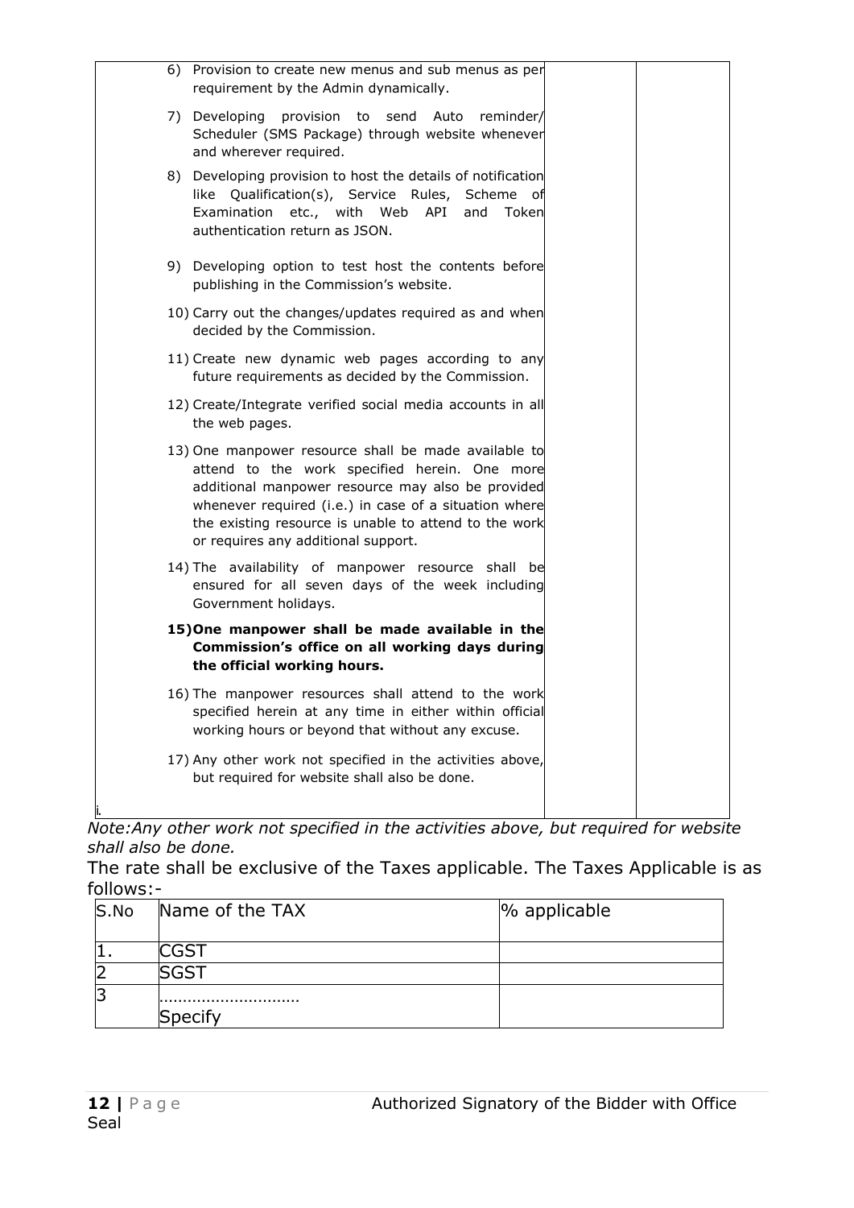| | | |
|---|---|---|
| 6) Provision to create new menus and sub menus as per requirement by the Admin dynamically.<br>7) Developing provision to send Auto reminder/ Scheduler (SMS Package) through website whenever and wherever required.<br>8) Developing provision to host the details of notification like Qualification(s), Service Rules, Scheme of Examination etc., with Web API and Token authentication return as JSON.<br>9) Developing option to test host the contents before publishing in the Commission's website.<br>10) Carry out the changes/updates required as and when decided by the Commission.<br>11) Create new dynamic web pages according to any future requirements as decided by the Commission.<br>12) Create/Integrate verified social media accounts in all the web pages.<br>13) One manpower resource shall be made available to attend to the work specified herein. One more additional manpower resource may also be provided whenever required (i.e.) in case of a situation where the existing resource is unable to attend to the work or requires any additional support.<br>14) The availability of manpower resource shall be ensured for all seven days of the week including Government holidays.<br>**15) One manpower shall be made available in the Commission's office on all working days during the official working hours.**<br>16) The manpower resources shall attend to the work specified herein at any time in either within official working hours or beyond that without any excuse.<br>17) Any other work not specified in the activities above, but required for website shall also be done.<br>i. | | |

*Note:Any other work not specified in the activities above, but required for website shall also be done.*

The rate shall be exclusive of the Taxes applicable. The Taxes Applicable is as follows:-

| S.No | Name of the TAX | % applicable |
|---|---|---|
| 1. | CGST | |
| 2 | SGST | |
| 3 | ............................ Specify | |

Authorized Signatory of the Bidder with Office Seal